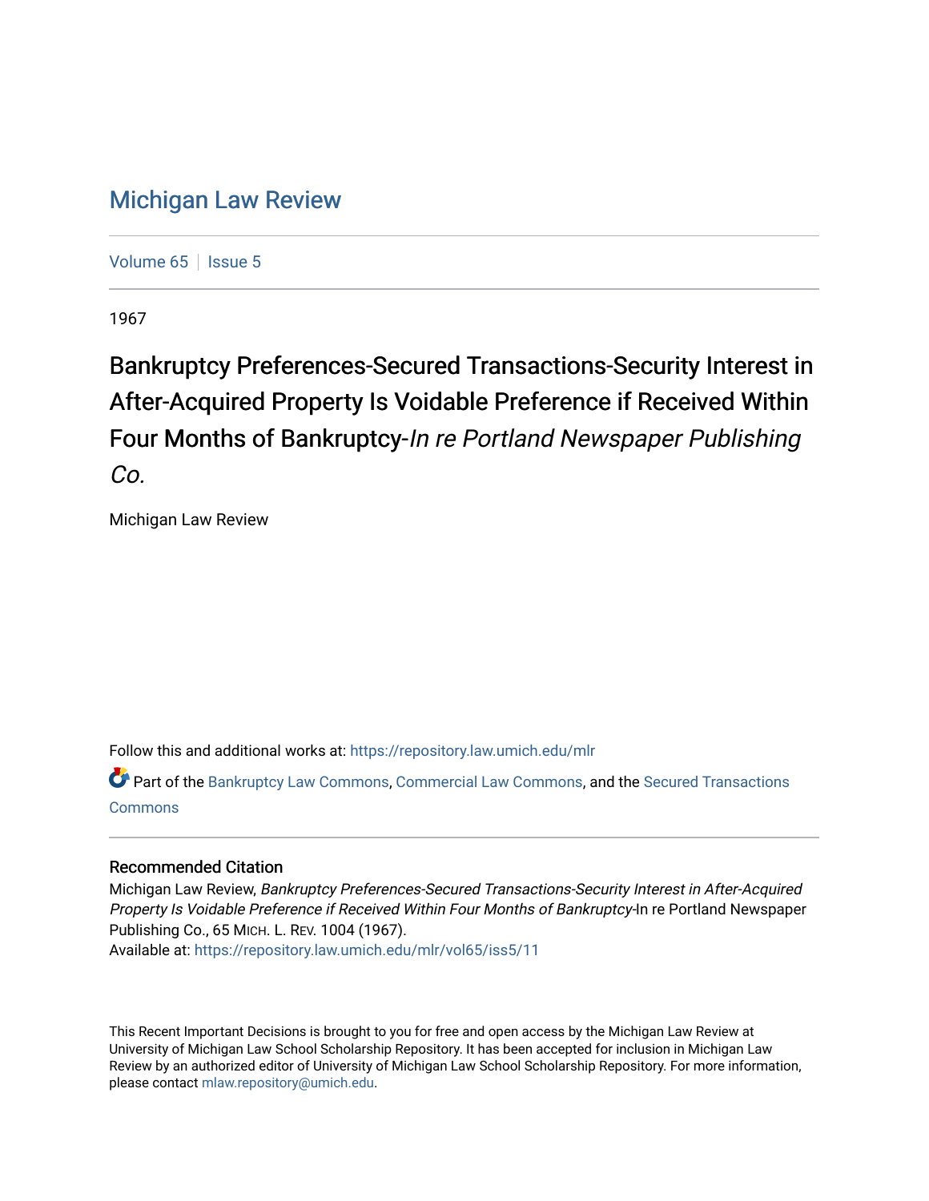# Michigan Law Review

Volume 65 | Issue 5

1967

## Bankruptcy Preferences-Secured Transactions-Security Interest in After-Acquired Property Is Voidable Preference if Received Within Four Months of Bankruptcy-*In re Portland Newspaper Publishing Co.*

Michigan Law Review

Follow this and additional works at: https://repository.law.umich.edu/mlr

Part of the Bankruptcy Law Commons, Commercial Law Commons, and the Secured Transactions Commons

### Recommended Citation

Michigan Law Review, *Bankruptcy Preferences-Secured Transactions-Security Interest in After-Acquired Property Is Voidable Preference if Received Within Four Months of Bankruptcy*-In re Portland Newspaper Publishing Co., 65 MICH. L. REV. 1004 (1967).
Available at: https://repository.law.umich.edu/mlr/vol65/iss5/11

This Recent Important Decisions is brought to you for free and open access by the Michigan Law Review at University of Michigan Law School Scholarship Repository. It has been accepted for inclusion in Michigan Law Review by an authorized editor of University of Michigan Law School Scholarship Repository. For more information, please contact mlaw.repository@umich.edu.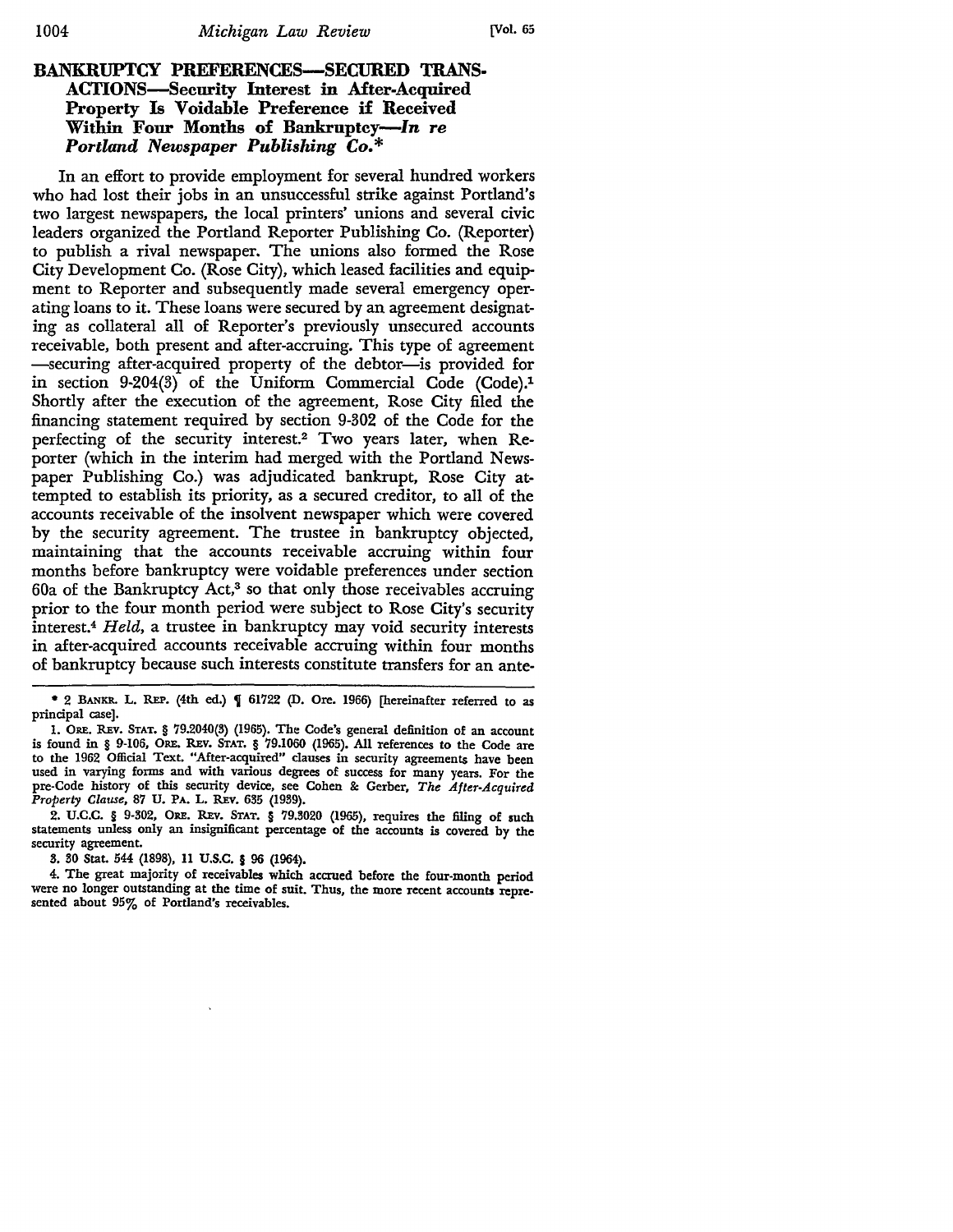## BANKRUPTCY PREFERENCES—SECURED TRANSACTIONS—Security Interest in After-Acquired Property Is Voidable Preference if Received Within Four Months of Bankruptcy—*In re Portland Newspaper Publishing Co.**

In an effort to provide employment for several hundred workers who had lost their jobs in an unsuccessful strike against Portland's two largest newspapers, the local printers' unions and several civic leaders organized the Portland Reporter Publishing Co. (Reporter) to publish a rival newspaper. The unions also formed the Rose City Development Co. (Rose City), which leased facilities and equipment to Reporter and subsequently made several emergency operating loans to it. These loans were secured by an agreement designating as collateral all of Reporter's previously unsecured accounts receivable, both present and after-accruing. This type of agreement —securing after-acquired property of the debtor—is provided for in section 9-204(3) of the Uniform Commercial Code (Code).[1] Shortly after the execution of the agreement, Rose City filed the financing statement required by section 9-302 of the Code for the perfecting of the security interest.[2] Two years later, when Reporter (which in the interim had merged with the Portland Newspaper Publishing Co.) was adjudicated bankrupt, Rose City attempted to establish its priority, as a secured creditor, to all of the accounts receivable of the insolvent newspaper which were covered by the security agreement. The trustee in bankruptcy objected, maintaining that the accounts receivable accruing within four months before bankruptcy were voidable preferences under section 60a of the Bankruptcy Act,[3] so that only those receivables accruing prior to the four month period were subject to Rose City's security interest.[4] *Held*, a trustee in bankruptcy may void security interests in after-acquired accounts receivable accruing within four months of bankruptcy because such interests constitute transfers for an ante-

* 2 BANKR. L. REP. (4th ed.) ¶ 61722 (D. Ore. 1966) [hereinafter referred to as principal case].

1. ORE. REV. STAT. § 79.2040(3) (1965). The Code's general definition of an account is found in § 9-106, ORE. REV. STAT. § 79.1060 (1965). All references to the Code are to the 1962 Official Text. "After-acquired" clauses in security agreements have been used in varying forms and with various degrees of success for many years. For the pre-Code history of this security device, see Cohen & Gerber, *The After-Acquired Property Clause*, 87 U. PA. L. REV. 635 (1939).

2. U.C.C. § 9-302, ORE. REV. STAT. § 79.3020 (1965), requires the filing of such statements unless only an insignificant percentage of the accounts is covered by the security agreement.

3. 30 Stat. 544 (1898), 11 U.S.C. § 96 (1964).

4. The great majority of receivables which accrued before the four-month period were no longer outstanding at the time of suit. Thus, the more recent accounts represented about 95% of Portland's receivables.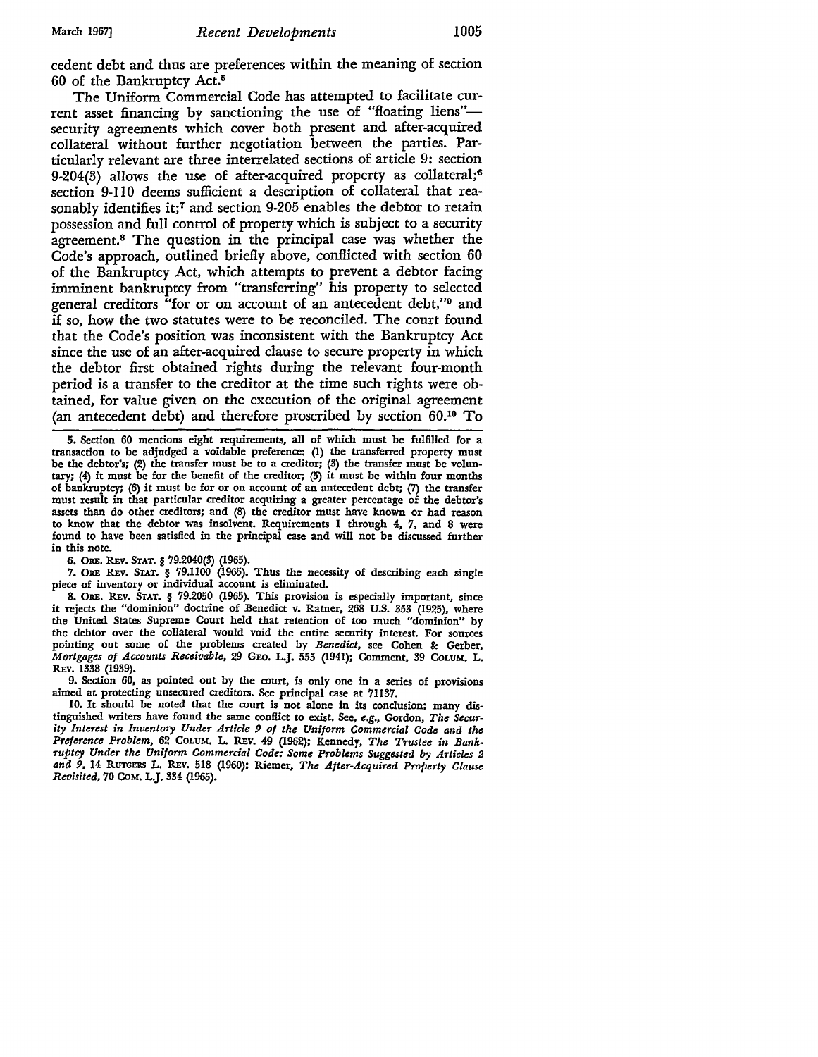cedent debt and thus are preferences within the meaning of section 60 of the Bankruptcy Act.[5]

The Uniform Commercial Code has attempted to facilitate current asset financing by sanctioning the use of "floating liens"—security agreements which cover both present and after-acquired collateral without further negotiation between the parties. Particularly relevant are three interrelated sections of article 9: section 9-204(3) allows the use of after-acquired property as collateral;[6] section 9-110 deems sufficient a description of collateral that reasonably identifies it;[7] and section 9-205 enables the debtor to retain possession and full control of property which is subject to a security agreement.[8] The question in the principal case was whether the Code's approach, outlined briefly above, conflicted with section 60 of the Bankruptcy Act, which attempts to prevent a debtor facing imminent bankruptcy from "transferring" his property to selected general creditors "for or on account of an antecedent debt,"[9] and if so, how the two statutes were to be reconciled. The court found that the Code's position was inconsistent with the Bankruptcy Act since the use of an after-acquired clause to secure property in which the debtor first obtained rights during the relevant four-month period is a transfer to the creditor at the time such rights were obtained, for value given on the execution of the original agreement (an antecedent debt) and therefore proscribed by section 60.[10] To

5. Section 60 mentions eight requirements, all of which must be fulfilled for a transaction to be adjudged a voidable preference: (1) the transferred property must be the debtor's; (2) the transfer must be to a creditor; (3) the transfer must be voluntary; (4) it must be for the benefit of the creditor; (5) it must be within four months of bankruptcy; (6) it must be for or on account of an antecedent debt; (7) the transfer must result in that particular creditor acquiring a greater percentage of the debtor's assets than do other creditors; and (8) the creditor must have known or had reason to know that the debtor was insolvent. Requirements 1 through 4, 7, and 8 were found to have been satisfied in the principal case and will not be discussed further in this note.

6. ORE. REV. STAT. § 79.2040(3) (1965).

7. ORE REV. STAT. § 79.1100 (1965). Thus the necessity of describing each single piece of inventory or individual account is eliminated.

8. ORE. REV. STAT. § 79.2050 (1965). This provision is especially important, since it rejects the "dominion" doctrine of Benedict v. Ratner, 268 U.S. 353 (1925), where the United States Supreme Court held that retention of too much "dominion" by the debtor over the collateral would void the entire security interest. For sources pointing out some of the problems created by *Benedict*, see Cohen & Gerber, *Mortgages of Accounts Receivable*, 29 GEO. L.J. 555 (1941); Comment, 39 COLUM. L. REV. 1338 (1939).

9. Section 60, as pointed out by the court, is only one in a series of provisions aimed at protecting unsecured creditors. See principal case at 71137.

10. It should be noted that the court is not alone in its conclusion; many distinguished writers have found the same conflict to exist. See, *e.g.*, Gordon, *The Security Interest in Inventory Under Article 9 of the Uniform Commercial Code and the Preference Problem*, 62 COLUM. L. REV. 49 (1962); Kennedy, *The Trustee in Bankruptcy Under the Uniform Commercial Code: Some Problems Suggested by Articles 2 and 9*, 14 RUTGERS L. REV. 518 (1960); Riemer, *The After-Acquired Property Clause Revisited*, 70 COM. L.J. 334 (1965).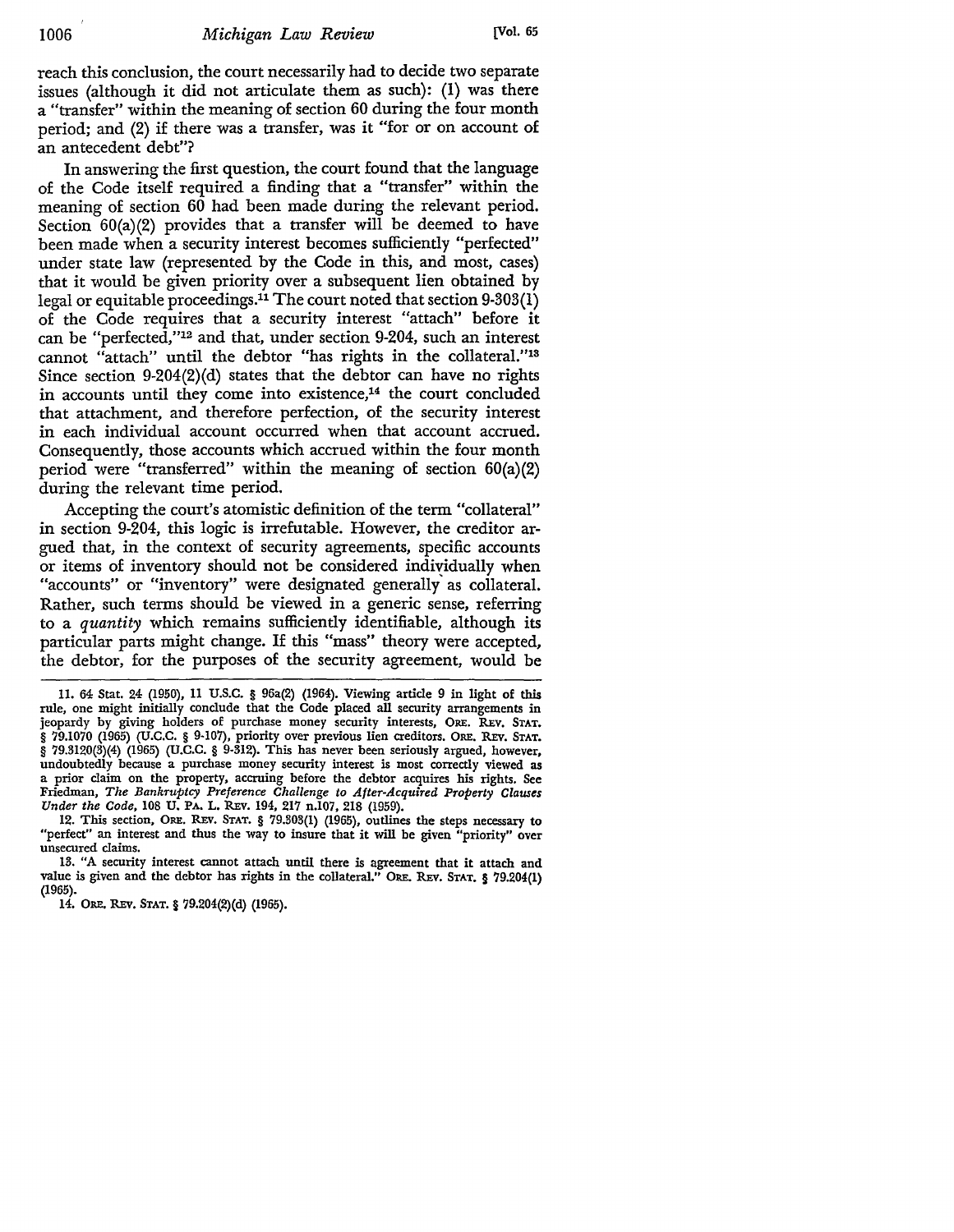reach this conclusion, the court necessarily had to decide two separate issues (although it did not articulate them as such): (1) was there a "transfer" within the meaning of section 60 during the four month period; and (2) if there was a transfer, was it "for or on account of an antecedent debt"?

In answering the first question, the court found that the language of the Code itself required a finding that a "transfer" within the meaning of section 60 had been made during the relevant period. Section 60(a)(2) provides that a transfer will be deemed to have been made when a security interest becomes sufficiently "perfected" under state law (represented by the Code in this, and most, cases) that it would be given priority over a subsequent lien obtained by legal or equitable proceedings.[11] The court noted that section 9-303(1) of the Code requires that a security interest "attach" before it can be "perfected,"[12] and that, under section 9-204, such an interest cannot "attach" until the debtor "has rights in the collateral."[13] Since section 9-204(2)(d) states that the debtor can have no rights in accounts until they come into existence,[14] the court concluded that attachment, and therefore perfection, of the security interest in each individual account occurred when that account accrued. Consequently, those accounts which accrued within the four month period were "transferred" within the meaning of section 60(a)(2) during the relevant time period.

Accepting the court's atomistic definition of the term "collateral" in section 9-204, this logic is irrefutable. However, the creditor argued that, in the context of security agreements, specific accounts or items of inventory should not be considered individually when "accounts" or "inventory" were designated generally as collateral. Rather, such terms should be viewed in a generic sense, referring to a *quantity* which remains sufficiently identifiable, although its particular parts might change. If this "mass" theory were accepted, the debtor, for the purposes of the security agreement, would be

---

11. 64 Stat. 24 (1950), 11 U.S.C. § 96a(2) (1964). Viewing article 9 in light of this rule, one might initially conclude that the Code placed all security arrangements in jeopardy by giving holders of purchase money security interests, ORE. REV. STAT. § 79.1070 (1965) (U.C.C. § 9-107), priority over previous lien creditors. ORE. REV. STAT. § 79.3120(3)(4) (1965) (U.C.C. § 9-312). This has never been seriously argued, however, undoubtedly because a purchase money security interest is most correctly viewed as a prior claim on the property, accruing before the debtor acquires his rights. See Friedman, *The Bankruptcy Preference Challenge to After-Acquired Property Clauses Under the Code*, 108 U. PA. L. REV. 194, 217 n.107, 218 (1959).

12. This section, ORE. REV. STAT. § 79.303(1) (1965), outlines the steps necessary to "perfect" an interest and thus the way to insure that it will be given "priority" over unsecured claims.

13. "A security interest cannot attach until there is agreement that it attach and value is given and the debtor has rights in the collateral." ORE. REV. STAT. § 79.204(1) (1965).

14. ORE. REV. STAT. § 79.204(2)(d) (1965).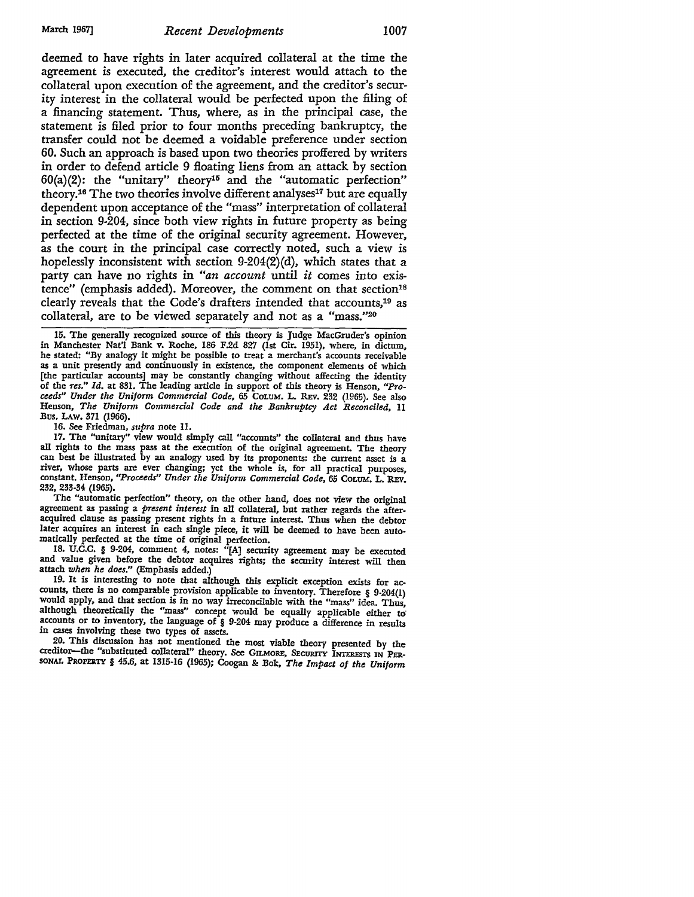deemed to have rights in later acquired collateral at the time the agreement is executed, the creditor's interest would attach to the collateral upon execution of the agreement, and the creditor's security interest in the collateral would be perfected upon the filing of a financing statement. Thus, where, as in the principal case, the statement is filed prior to four months preceding bankruptcy, the transfer could not be deemed a voidable preference under section 60. Such an approach is based upon two theories proffered by writers in order to defend article 9 floating liens from an attack by section 60(a)(2): the "unitary" theory[15] and the "automatic perfection" theory.[16] The two theories involve different analyses[17] but are equally dependent upon acceptance of the "mass" interpretation of collateral in section 9-204, since both view rights in future property as being perfected at the time of the original security agreement. However, as the court in the principal case correctly noted, such a view is hopelessly inconsistent with section 9-204(2)(d), which states that a party can have no rights in *"an account* until *it* comes into existence" (emphasis added). Moreover, the comment on that section[18] clearly reveals that the Code's drafters intended that accounts,[19] as collateral, are to be viewed separately and not as a "mass."[20]

15. The generally recognized source of this theory is Judge MacGruder's opinion in Manchester Nat'l Bank v. Roche, 186 F.2d 827 (1st Cir. 1951), where, in dictum, he stated: "By analogy it might be possible to treat a merchant's accounts receivable as a unit presently and continuously in existence, the component elements of which [the particular accounts] may be constantly changing without affecting the identity of the *res.*" *Id.* at 831. The leading article in support of this theory is Henson, *"Proceeds" Under the Uniform Commercial Code*, 65 COLUM. L. REV. 232 (1965). See also Henson, *The Uniform Commercial Code and the Bankruptcy Act Reconciled*, 11 BUS. LAW. 371 (1966).

16. See Friedman, *supra* note 11.

17. The "unitary" view would simply call "accounts" the collateral and thus have all rights to the mass pass at the execution of the original agreement. The theory can best be illustrated by an analogy used by its proponents: the current asset is a river, whose parts are ever changing; yet the whole is, for all practical purposes, constant. Henson, *"Proceeds" Under the Uniform Commercial Code*, 65 COLUM. L. REV. 232, 233-34 (1965).

The "automatic perfection" theory, on the other hand, does not view the original agreement as passing a *present interest* in all collateral, but rather regards the after-acquired clause as passing present rights in a future interest. Thus when the debtor later acquires an interest in each single piece, it will be deemed to have been automatically perfected at the time of original perfection.

18. U.C.C. § 9-204, comment 4, notes: "[A] security agreement may be executed and value given before the debtor acquires rights; the security interest will then attach *when he does.*" (Emphasis added.)

19. It is interesting to note that although this explicit exception exists for accounts, there is no comparable provision applicable to inventory. Therefore § 9-204(1) would apply, and that section is in no way irreconcilable with the "mass" idea. Thus, although theoretically the "mass" concept would be equally applicable either to accounts or to inventory, the language of § 9-204 may produce a difference in results in cases involving these two types of assets.

20. This discussion has not mentioned the most viable theory presented by the creditor—the "substituted collateral" theory. See GILMORE, SECURITY INTERESTS IN PERSONAL PROPERTY § 45.6, at 1315-16 (1965); Coogan & Bok, *The Impact of the Uniform*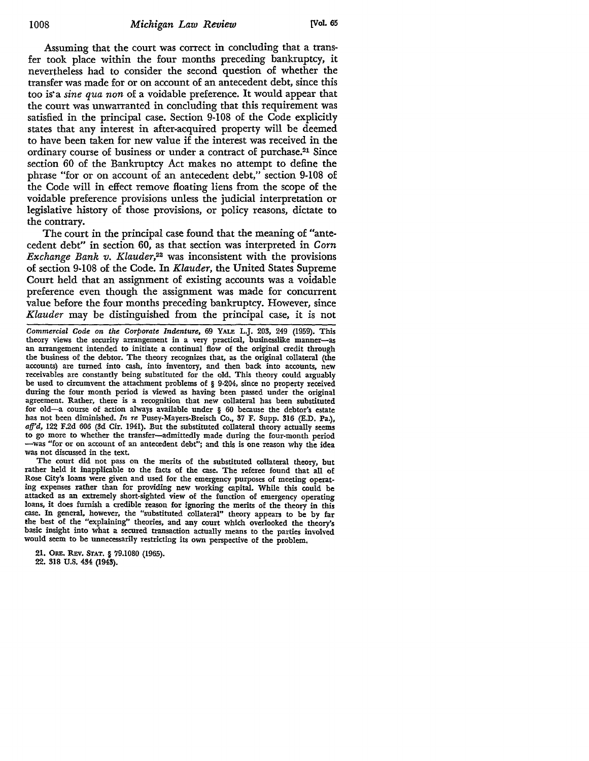Assuming that the court was correct in concluding that a transfer took place within the four months preceding bankruptcy, it nevertheless had to consider the second question of whether the transfer was made for or on account of an antecedent debt, since this too is a *sine qua non* of a voidable preference. It would appear that the court was unwarranted in concluding that this requirement was satisfied in the principal case. Section 9-108 of the Code explicitly states that any interest in after-acquired property will be deemed to have been taken for new value if the interest was received in the ordinary course of business or under a contract of purchase.[21] Since section 60 of the Bankruptcy Act makes no attempt to define the phrase "for or on account of an antecedent debt," section 9-108 of the Code will in effect remove floating liens from the scope of the voidable preference provisions unless the judicial interpretation or legislative history of those provisions, or policy reasons, dictate to the contrary.

The court in the principal case found that the meaning of "antecedent debt" in section 60, as that section was interpreted in *Corn Exchange Bank v. Klauder*,[22] was inconsistent with the provisions of section 9-108 of the Code. In *Klauder*, the United States Supreme Court held that an assignment of existing accounts was a voidable preference even though the assignment was made for concurrent value before the four months preceding bankruptcy. However, since *Klauder* may be distinguished from the principal case, it is not

---

*Commercial Code on the Corporate Indenture*, 69 YALE L.J. 203, 249 (1959). This theory views the security arrangement in a very practical, businesslike manner—as an arrangement intended to initiate a continual flow of the original credit through the business of the debtor. The theory recognizes that, as the original collateral (the accounts) are turned into cash, into inventory, and then back into accounts, new receivables are constantly being substituted for the old. This theory could arguably be used to circumvent the attachment problems of § 9-204, since no property received during the four month period is viewed as having been passed under the original agreement. Rather, there is a recognition that new collateral has been substituted for old—a course of action always available under § 60 because the debtor's estate has not been diminished. *In re* Pusey-Mayers-Breisch Co., 37 F. Supp. 316 (E.D. Pa.), *aff'd*, 122 F.2d 606 (3d Cir. 1941). But the substituted collateral theory actually seems to go more to whether the transfer—admittedly made during the four-month period —was "for or on account of an antecedent debt"; and this is one reason why the idea was not discussed in the text.

The court did not pass on the merits of the substituted collateral theory, but rather held it inapplicable to the facts of the case. The referee found that all of Rose City's loans were given and used for the emergency purposes of meeting operating expenses rather than for providing new working capital. While this could be attacked as an extremely short-sighted view of the function of emergency operating loans, it does furnish a credible reason for ignoring the merits of the theory in this case. In general, however, the "substituted collateral" theory appears to be by far the best of the "explaining" theories, and any court which overlooked the theory's basic insight into what a secured transaction actually means to the parties involved would seem to be unnecessarily restricting its own perspective of the problem.

21. ORE. REV. STAT. § 79.1080 (1965).

22. 318 U.S. 434 (1943).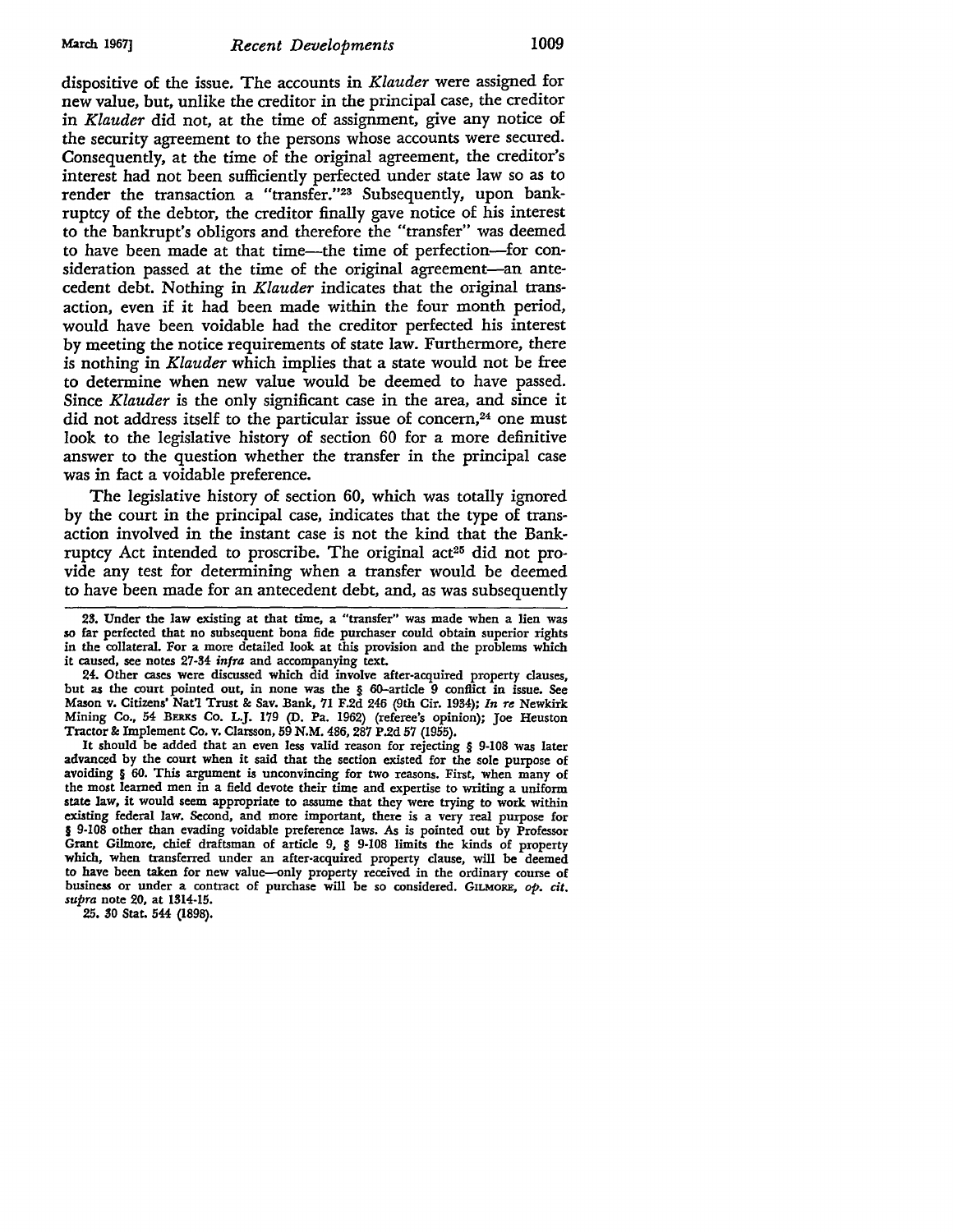dispositive of the issue. The accounts in *Klauder* were assigned for new value, but, unlike the creditor in the principal case, the creditor in *Klauder* did not, at the time of assignment, give any notice of the security agreement to the persons whose accounts were secured. Consequently, at the time of the original agreement, the creditor's interest had not been sufficiently perfected under state law so as to render the transaction a "transfer."[23] Subsequently, upon bankruptcy of the debtor, the creditor finally gave notice of his interest to the bankrupt's obligors and therefore the "transfer" was deemed to have been made at that time—the time of perfection—for consideration passed at the time of the original agreement—an antecedent debt. Nothing in *Klauder* indicates that the original transaction, even if it had been made within the four month period, would have been voidable had the creditor perfected his interest by meeting the notice requirements of state law. Furthermore, there is nothing in *Klauder* which implies that a state would not be free to determine when new value would be deemed to have passed. Since *Klauder* is the only significant case in the area, and since it did not address itself to the particular issue of concern,[24] one must look to the legislative history of section 60 for a more definitive answer to the question whether the transfer in the principal case was in fact a voidable preference.

The legislative history of section 60, which was totally ignored by the court in the principal case, indicates that the type of transaction involved in the instant case is not the kind that the Bankruptcy Act intended to proscribe. The original act[25] did not provide any test for determining when a transfer would be deemed to have been made for an antecedent debt, and, as was subsequently

23. Under the law existing at that time, a "transfer" was made when a lien was so far perfected that no subsequent bona fide purchaser could obtain superior rights in the collateral. For a more detailed look at this provision and the problems which it caused, see notes 27-34 *infra* and accompanying text.

24. Other cases were discussed which did involve after-acquired property clauses, but as the court pointed out, in none was the § 60–article 9 conflict in issue. See Mason v. Citizens' Nat'l Trust & Sav. Bank, 71 F.2d 246 (9th Cir. 1934); *In re* Newkirk Mining Co., 54 BERKS CO. L.J. 179 (D. Pa. 1962) (referee's opinion); Joe Heuston Tractor & Implement Co. v. Clarsson, 59 N.M. 486, 287 P.2d 57 (1955).

It should be added that an even less valid reason for rejecting § 9-108 was later advanced by the court when it said that the section existed for the sole purpose of avoiding § 60. This argument is unconvincing for two reasons. First, when many of the most learned men in a field devote their time and expertise to writing a uniform state law, it would seem appropriate to assume that they were trying to work within existing federal law. Second, and more important, there is a very real purpose for § 9-108 other than evading voidable preference laws. As is pointed out by Professor Grant Gilmore, chief draftsman of article 9, § 9-108 limits the kinds of property which, when transferred under an after-acquired property clause, will be deemed to have been taken for new value—only property received in the ordinary course of business or under a contract of purchase will be so considered. GILMORE, *op. cit. supra* note 20, at 1314-15.

25. 30 Stat. 544 (1898).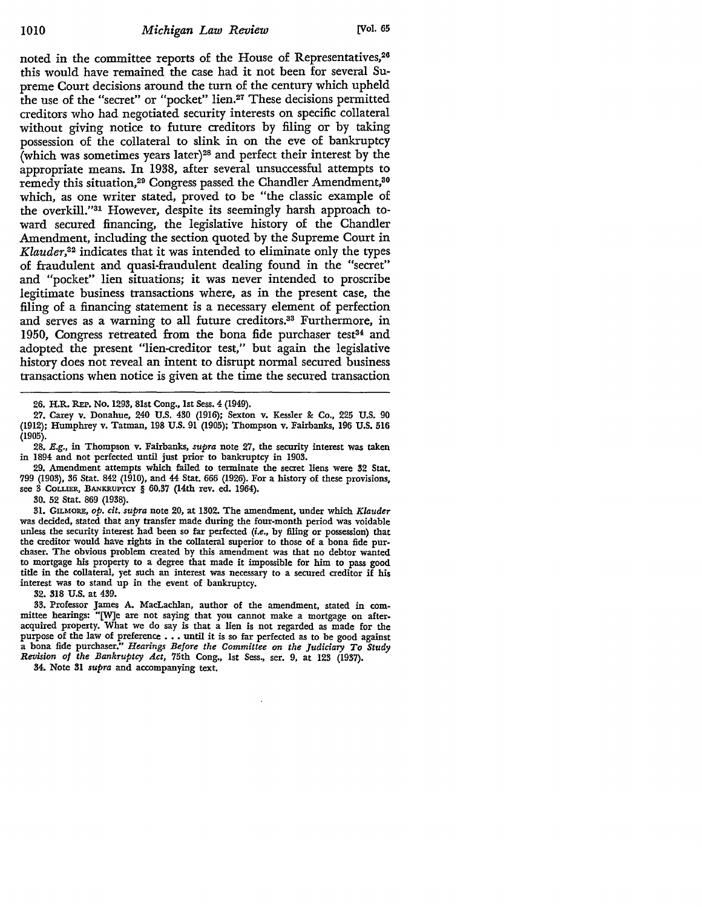noted in the committee reports of the House of Representatives,[26] this would have remained the case had it not been for several Supreme Court decisions around the turn of the century which upheld the use of the "secret" or "pocket" lien.[27] These decisions permitted creditors who had negotiated security interests on specific collateral without giving notice to future creditors by filing or by taking possession of the collateral to slink in on the eve of bankruptcy (which was sometimes years later)[28] and perfect their interest by the appropriate means. In 1938, after several unsuccessful attempts to remedy this situation,[29] Congress passed the Chandler Amendment,[30] which, as one writer stated, proved to be "the classic example of the overkill."[31] However, despite its seemingly harsh approach toward secured financing, the legislative history of the Chandler Amendment, including the section quoted by the Supreme Court in *Klauder*,[32] indicates that it was intended to eliminate only the types of fraudulent and quasi-fraudulent dealing found in the "secret" and "pocket" lien situations; it was never intended to proscribe legitimate business transactions where, as in the present case, the filing of a financing statement is a necessary element of perfection and serves as a warning to all future creditors.[33] Furthermore, in 1950, Congress retreated from the bona fide purchaser test[34] and adopted the present "lien-creditor test," but again the legislative history does not reveal an intent to disrupt normal secured business transactions when notice is given at the time the secured transaction

26. H.R. REP. No. 1293, 81st Cong., 1st Sess. 4 (1949).

27. Carey v. Donahue, 240 U.S. 430 (1916); Sexton v. Kessler & Co., 225 U.S. 90 (1912); Humphrey v. Tatman, 198 U.S. 91 (1905); Thompson v. Fairbanks, 196 U.S. 516 (1905).

28. *E.g.*, in Thompson v. Fairbanks, *supra* note 27, the security interest was taken in 1894 and not perfected until just prior to bankruptcy in 1903.

29. Amendment attempts which failed to terminate the secret liens were 32 Stat. 799 (1903), 36 Stat. 842 (1910), and 44 Stat. 666 (1926). For a history of these provisions, see 3 COLLIER, BANKRUPTCY § 60.37 (14th rev. ed. 1964).

30. 52 Stat. 869 (1938).

31. GILMORE, *op. cit. supra* note 20, at 1302. The amendment, under which *Klauder* was decided, stated that any transfer made during the four-month period was voidable unless the security interest had been so far perfected (*i.e.*, by filing or possession) that the creditor would have rights in the collateral superior to those of a bona fide purchaser. The obvious problem created by this amendment was that no debtor wanted to mortgage his property to a degree that made it impossible for him to pass good title in the collateral, yet such an interest was necessary to a secured creditor if his interest was to stand up in the event of bankruptcy.

32. 318 U.S. at 439.

33. Professor James A. MacLachlan, author of the amendment, stated in committee hearings: "[W]e are not saying that you cannot make a mortgage on after-acquired property. What we do say is that a lien is not regarded as made for the purpose of the law of preference . . . until it is so far perfected as to be good against a bona fide purchaser." *Hearings Before the Committee on the Judiciary To Study Revision of the Bankruptcy Act*, 75th Cong., 1st Sess., ser. 9, at 123 (1937).

34. Note 31 *supra* and accompanying text.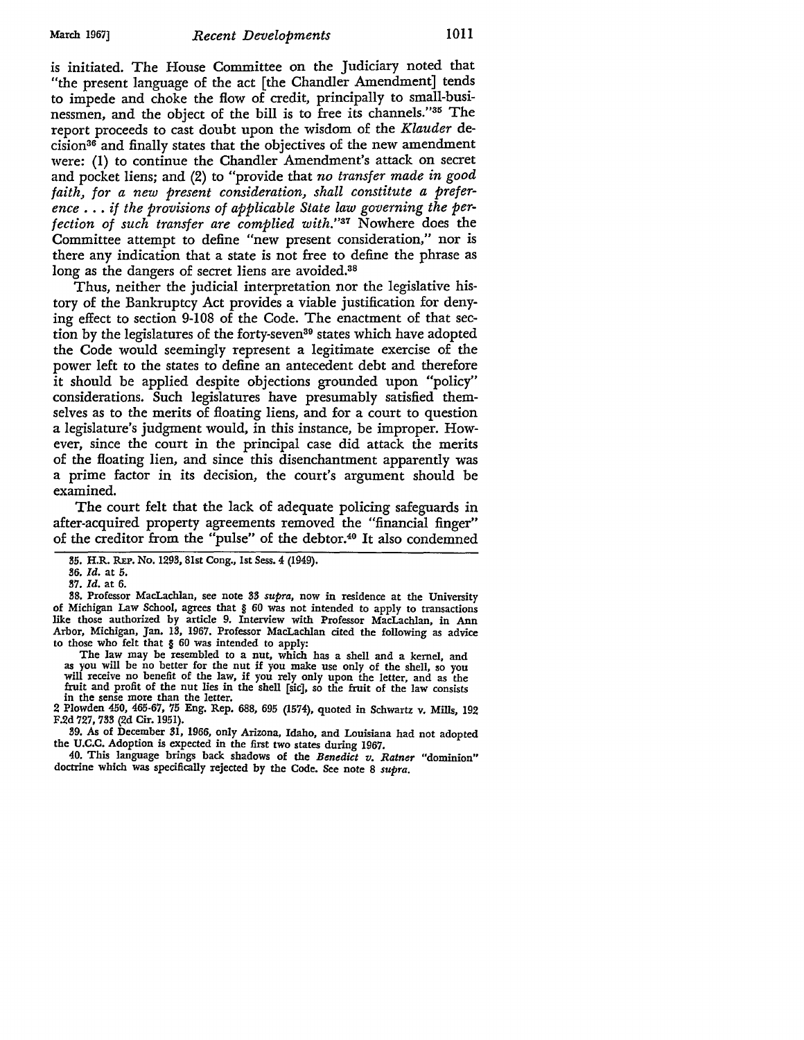is initiated. The House Committee on the Judiciary noted that "the present language of the act [the Chandler Amendment] tends to impede and choke the flow of credit, principally to small-businessmen, and the object of the bill is to free its channels."[35] The report proceeds to cast doubt upon the wisdom of the *Klauder* decision[36] and finally states that the objectives of the new amendment were: (1) to continue the Chandler Amendment's attack on secret and pocket liens; and (2) to "provide that *no transfer made in good faith, for a new present consideration, shall constitute a preference . . . if the provisions of applicable State law governing the perfection of such transfer are complied with.*"[37] Nowhere does the Committee attempt to define "new present consideration," nor is there any indication that a state is not free to define the phrase as long as the dangers of secret liens are avoided.[38]

Thus, neither the judicial interpretation nor the legislative history of the Bankruptcy Act provides a viable justification for denying effect to section 9-108 of the Code. The enactment of that section by the legislatures of the forty-seven[39] states which have adopted the Code would seemingly represent a legitimate exercise of the power left to the states to define an antecedent debt and therefore it should be applied despite objections grounded upon "policy" considerations. Such legislatures have presumably satisfied themselves as to the merits of floating liens, and for a court to question a legislature's judgment would, in this instance, be improper. However, since the court in the principal case did attack the merits of the floating lien, and since this disenchantment apparently was a prime factor in its decision, the court's argument should be examined.

The court felt that the lack of adequate policing safeguards in after-acquired property agreements removed the "financial finger" of the creditor from the "pulse" of the debtor.[40] It also condemned

---

35. H.R. REP. No. 1293, 81st Cong., 1st Sess. 4 (1949).

36. *Id.* at 5.

37. *Id.* at 6.

38. Professor MacLachlan, see note 33 *supra*, now in residence at the University of Michigan Law School, agrees that § 60 was not intended to apply to transactions like those authorized by article 9. Interview with Professor MacLachlan, in Ann Arbor, Michigan, Jan. 13, 1967. Professor MacLachlan cited the following as advice to those who felt that § 60 was intended to apply:

> The law may be resembled to a nut, which has a shell and a kernel, and as you will be no better for the nut if you make use only of the shell, so you will receive no benefit of the law, if you rely only upon the letter, and as the fruit and profit of the nut lies in the shell [sic], so the fruit of the law consists in the sense more than the letter.

2 Plowden 450, 465-67, 75 Eng. Rep. 688, 695 (1574), quoted in Schwartz v. Mills, 192 F.2d 727, 733 (2d Cir. 1951).

39. As of December 31, 1966, only Arizona, Idaho, and Louisiana had not adopted the U.C.C. Adoption is expected in the first two states during 1967.

40. This language brings back shadows of the *Benedict v. Ratner* "dominion" doctrine which was specifically rejected by the Code. See note 8 *supra*.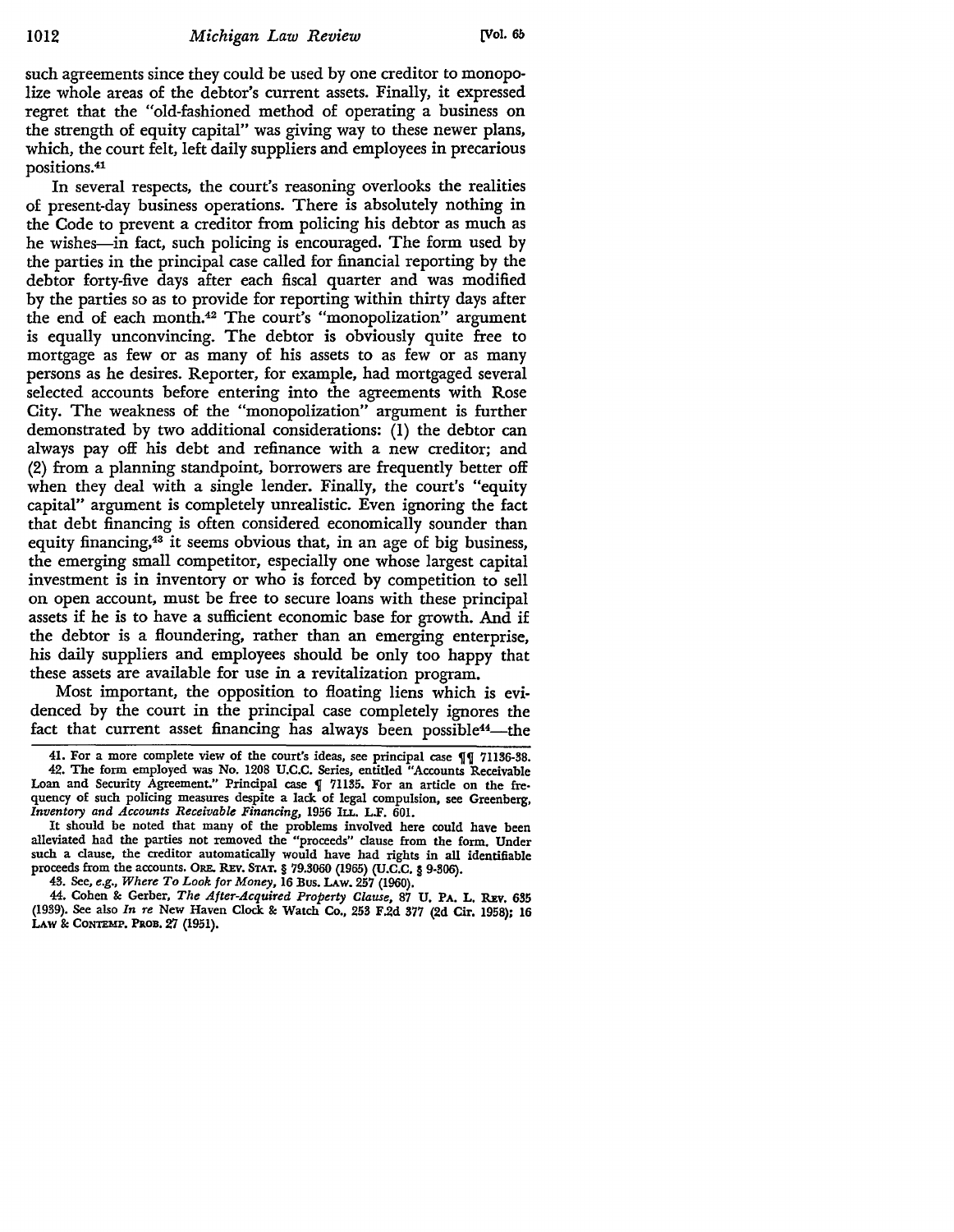such agreements since they could be used by one creditor to monopolize whole areas of the debtor's current assets. Finally, it expressed regret that the "old-fashioned method of operating a business on the strength of equity capital" was giving way to these newer plans, which, the court felt, left daily suppliers and employees in precarious positions.[41]

In several respects, the court's reasoning overlooks the realities of present-day business operations. There is absolutely nothing in the Code to prevent a creditor from policing his debtor as much as he wishes—in fact, such policing is encouraged. The form used by the parties in the principal case called for financial reporting by the debtor forty-five days after each fiscal quarter and was modified by the parties so as to provide for reporting within thirty days after the end of each month.[42] The court's "monopolization" argument is equally unconvincing. The debtor is obviously quite free to mortgage as few or as many of his assets to as few or as many persons as he desires. Reporter, for example, had mortgaged several selected accounts before entering into the agreements with Rose City. The weakness of the "monopolization" argument is further demonstrated by two additional considerations: (1) the debtor can always pay off his debt and refinance with a new creditor; and (2) from a planning standpoint, borrowers are frequently better off when they deal with a single lender. Finally, the court's "equity capital" argument is completely unrealistic. Even ignoring the fact that debt financing is often considered economically sounder than equity financing,[43] it seems obvious that, in an age of big business, the emerging small competitor, especially one whose largest capital investment is in inventory or who is forced by competition to sell on open account, must be free to secure loans with these principal assets if he is to have a sufficient economic base for growth. And if the debtor is a floundering, rather than an emerging enterprise, his daily suppliers and employees should be only too happy that these assets are available for use in a revitalization program.

Most important, the opposition to floating liens which is evidenced by the court in the principal case completely ignores the fact that current asset financing has always been possible[44]—the

41. For a more complete view of the court's ideas, see principal case ¶¶ 71136-38.

42. The form employed was No. 1208 U.C.C. Series, entitled "Accounts Receivable Loan and Security Agreement." Principal case ¶ 71135. For an article on the frequency of such policing measures despite a lack of legal compulsion, see Greenberg, *Inventory and Accounts Receivable Financing*, 1956 ILL. L.F. 601.

It should be noted that many of the problems involved here could have been alleviated had the parties not removed the "proceeds" clause from the form. Under such a clause, the creditor automatically would have had rights in all identifiable proceeds from the accounts. ORE. REV. STAT. § 79.3060 (1965) (U.C.C. § 9-306).

43. See, *e.g.*, *Where To Look for Money*, 16 BUS. LAW. 257 (1960).

44. Cohen & Gerber, *The After-Acquired Property Clause*, 87 U. PA. L. REV. 635 (1939). See also *In re* New Haven Clock & Watch Co., 253 F.2d 377 (2d Cir. 1958); 16 LAW & CONTEMP. PROB. 27 (1951).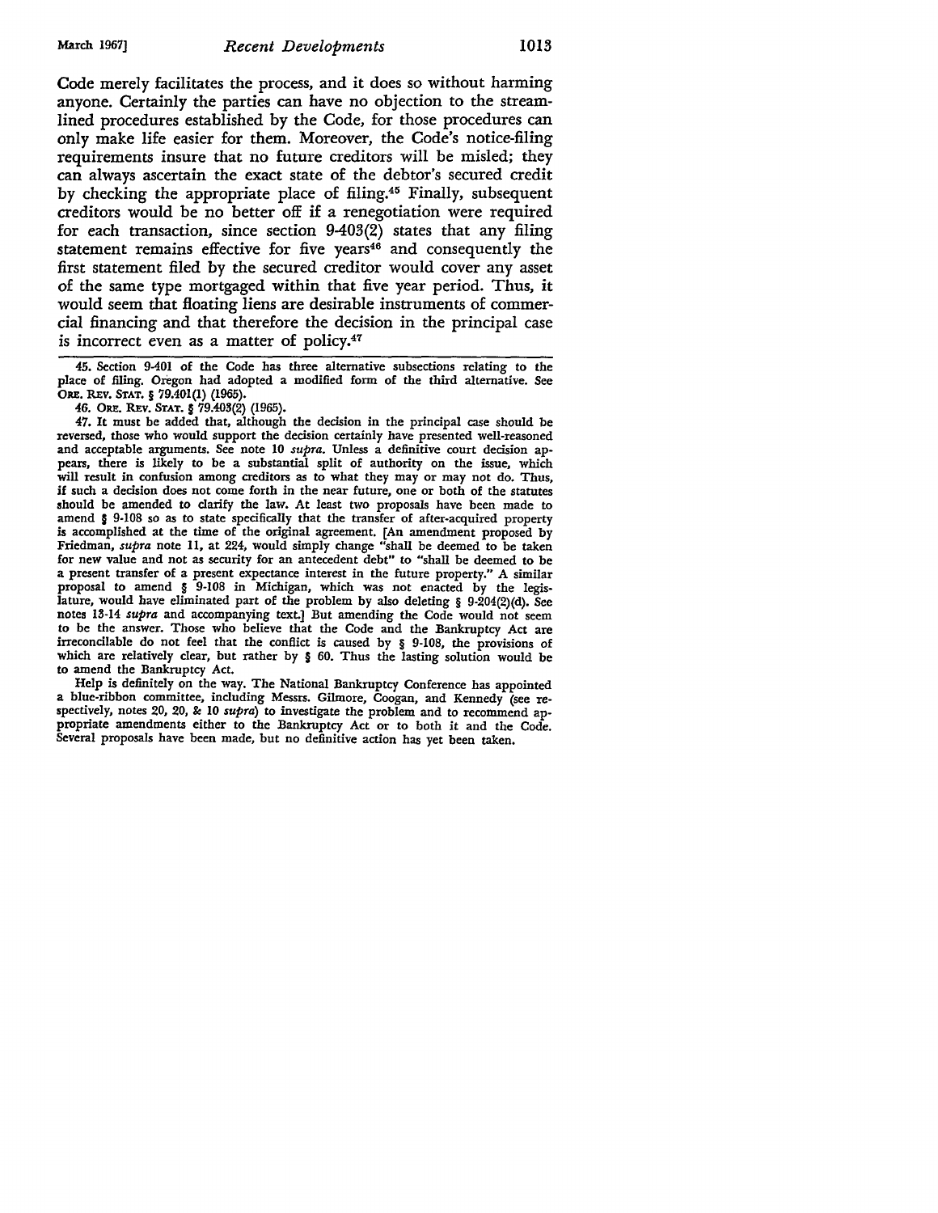Code merely facilitates the process, and it does so without harming anyone. Certainly the parties can have no objection to the streamlined procedures established by the Code, for those procedures can only make life easier for them. Moreover, the Code's notice-filing requirements insure that no future creditors will be misled; they can always ascertain the exact state of the debtor's secured credit by checking the appropriate place of filing.[45] Finally, subsequent creditors would be no better off if a renegotiation were required for each transaction, since section 9-403(2) states that any filing statement remains effective for five years[46] and consequently the first statement filed by the secured creditor would cover any asset of the same type mortgaged within that five year period. Thus, it would seem that floating liens are desirable instruments of commercial financing and that therefore the decision in the principal case is incorrect even as a matter of policy.[47]

45. Section 9-401 of the Code has three alternative subsections relating to the place of filing. Oregon had adopted a modified form of the third alternative. See ORE. REV. STAT. § 79.401(1) (1965).

46. ORE. REV. STAT. § 79.403(2) (1965).

47. It must be added that, although the decision in the principal case should be reversed, those who would support the decision certainly have presented well-reasoned and acceptable arguments. See note 10 *supra*. Unless a definitive court decision appears, there is likely to be a substantial split of authority on the issue, which will result in confusion among creditors as to what they may or may not do. Thus, if such a decision does not come forth in the near future, one or both of the statutes should be amended to clarify the law. At least two proposals have been made to amend § 9-108 so as to state specifically that the transfer of after-acquired property is accomplished at the time of the original agreement. [An amendment proposed by Friedman, *supra* note 11, at 224, would simply change "shall be deemed to be taken for new value and not as security for an antecedent debt" to "shall be deemed to be a present transfer of a present expectance interest in the future property." A similar proposal to amend § 9-108 in Michigan, which was not enacted by the legislature, would have eliminated part of the problem by also deleting § 9-204(2)(d). See notes 13-14 *supra* and accompanying text.] But amending the Code would not seem to be the answer. Those who believe that the Code and the Bankruptcy Act are irreconcilable do not feel that the conflict is caused by § 9-108, the provisions of which are relatively clear, but rather by § 60. Thus the lasting solution would be to amend the Bankruptcy Act.

Help is definitely on the way. The National Bankruptcy Conference has appointed a blue-ribbon committee, including Messrs. Gilmore, Coogan, and Kennedy (see respectively, notes 20, 20, & 10 *supra*) to investigate the problem and to recommend appropriate amendments either to the Bankruptcy Act or to both it and the Code. Several proposals have been made, but no definitive action has yet been taken.